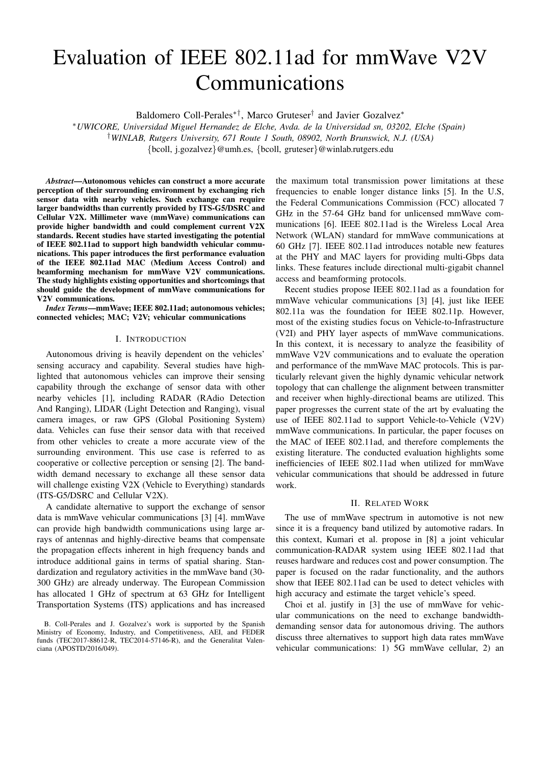# Evaluation of IEEE 802.11ad for mmWave V2V Communications

Baldomero Coll-Perales*†, Marco Gruteser† and Javier Gozalvez*

*UWICORE, Universidad Miguel Hernandez de Elche, Avda. de la Universidad sn, 03202, Elche (Spain)

†WINLAB, Rutgers University, 671 Route 1 South, 08902, North Brunswick, N.J. (USA)

{bcoll, j.gozalvez}@umh.es, {bcoll, gruteser}@winlab.rutgers.edu

***Abstract*—Autonomous vehicles can construct a more accurate perception of their surrounding environment by exchanging rich sensor data with nearby vehicles. Such exchange can require larger bandwidths than currently provided by ITS-G5/DSRC and Cellular V2X. Millimeter wave (mmWave) communications can provide higher bandwidth and could complement current V2X standards. Recent studies have started investigating the potential of IEEE 802.11ad to support high bandwidth vehicular communications. This paper introduces the first performance evaluation of the IEEE 802.11ad MAC (Medium Access Control) and beamforming mechanism for mmWave V2V communications. The study highlights existing opportunities and shortcomings that should guide the development of mmWave communications for V2V communications.**

***Index Terms*—mmWave; IEEE 802.11ad; autonomous vehicles; connected vehicles; MAC; V2V; vehicular communications**

## I. Introduction

Autonomous driving is heavily dependent on the vehicles' sensing accuracy and capability. Several studies have highlighted that autonomous vehicles can improve their sensing capability through the exchange of sensor data with other nearby vehicles [1], including RADAR (RAdio Detection And Ranging), LIDAR (Light Detection and Ranging), visual camera images, or raw GPS (Global Positioning System) data. Vehicles can fuse their sensor data with that received from other vehicles to create a more accurate view of the surrounding environment. This use case is referred to as cooperative or collective perception or sensing [2]. The bandwidth demand necessary to exchange all these sensor data will challenge existing V2X (Vehicle to Everything) standards (ITS-G5/DSRC and Cellular V2X).

A candidate alternative to support the exchange of sensor data is mmWave vehicular communications [3] [4]. mmWave can provide high bandwidth communications using large arrays of antennas and highly-directive beams that compensate the propagation effects inherent in high frequency bands and introduce additional gains in terms of spatial sharing. Standardization and regulatory activities in the mmWave band (30-300 GHz) are already underway. The European Commission has allocated 1 GHz of spectrum at 63 GHz for Intelligent Transportation Systems (ITS) applications and has increased the maximum total transmission power limitations at these frequencies to enable longer distance links [5]. In the U.S, the Federal Communications Commission (FCC) allocated 7 GHz in the 57-64 GHz band for unlicensed mmWave communications [6]. IEEE 802.11ad is the Wireless Local Area Network (WLAN) standard for mmWave communications at 60 GHz [7]. IEEE 802.11ad introduces notable new features at the PHY and MAC layers for providing multi-Gbps data links. These features include directional multi-gigabit channel access and beamforming protocols.

Recent studies propose IEEE 802.11ad as a foundation for mmWave vehicular communications [3] [4], just like IEEE 802.11a was the foundation for IEEE 802.11p. However, most of the existing studies focus on Vehicle-to-Infrastructure (V2I) and PHY layer aspects of mmWave communications. In this context, it is necessary to analyze the feasibility of mmWave V2V communications and to evaluate the operation and performance of the mmWave MAC protocols. This is particularly relevant given the highly dynamic vehicular network topology that can challenge the alignment between transmitter and receiver when highly-directional beams are utilized. This paper progresses the current state of the art by evaluating the use of IEEE 802.11ad to support Vehicle-to-Vehicle (V2V) mmWave communications. In particular, the paper focuses on the MAC of IEEE 802.11ad, and therefore complements the existing literature. The conducted evaluation highlights some inefficiencies of IEEE 802.11ad when utilized for mmWave vehicular communications that should be addressed in future work.

## II. Related Work

The use of mmWave spectrum in automotive is not new since it is a frequency band utilized by automotive radars. In this context, Kumari et al. propose in [8] a joint vehicular communication-RADAR system using IEEE 802.11ad that reuses hardware and reduces cost and power consumption. The paper is focused on the radar functionality, and the authors show that IEEE 802.11ad can be used to detect vehicles with high accuracy and estimate the target vehicle's speed.

Choi et al. justify in [3] the use of mmWave for vehicular communications on the need to exchange bandwidth-demanding sensor data for autonomous driving. The authors discuss three alternatives to support high data rates mmWave vehicular communications: 1) 5G mmWave cellular, 2) an

B. Coll-Perales and J. Gozalvez's work is supported by the Spanish Ministry of Economy, Industry, and Competitiveness, AEI, and FEDER funds (TEC2017-88612-R, TEC2014-57146-R), and the Generalitat Valenciana (APOSTD/2016/049).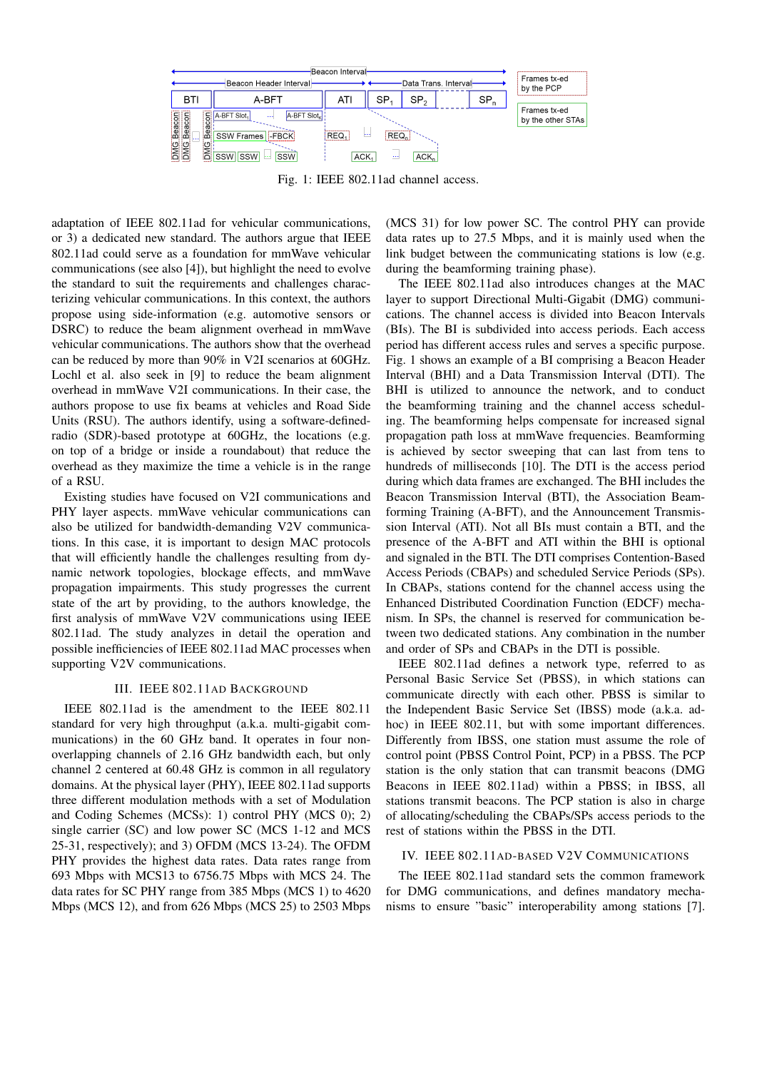Fig. 1: IEEE 802.11ad channel access.

adaptation of IEEE 802.11ad for vehicular communications, or 3) a dedicated new standard. The authors argue that IEEE 802.11ad could serve as a foundation for mmWave vehicular communications (see also [4]), but highlight the need to evolve the standard to suit the requirements and challenges characterizing vehicular communications. In this context, the authors propose using side-information (e.g. automotive sensors or DSRC) to reduce the beam alignment overhead in mmWave vehicular communications. The authors show that the overhead can be reduced by more than 90% in V2I scenarios at 60GHz. Lochl et al. also seek in [9] to reduce the beam alignment overhead in mmWave V2I communications. In their case, the authors propose to use fix beams at vehicles and Road Side Units (RSU). The authors identify, using a software-defined-radio (SDR)-based prototype at 60GHz, the locations (e.g. on top of a bridge or inside a roundabout) that reduce the overhead as they maximize the time a vehicle is in the range of a RSU.

Existing studies have focused on V2I communications and PHY layer aspects. mmWave vehicular communications can also be utilized for bandwidth-demanding V2V communications. In this case, it is important to design MAC protocols that will efficiently handle the challenges resulting from dynamic network topologies, blockage effects, and mmWave propagation impairments. This study progresses the current state of the art by providing, to the authors knowledge, the first analysis of mmWave V2V communications using IEEE 802.11ad. The study analyzes in detail the operation and possible inefficiencies of IEEE 802.11ad MAC processes when supporting V2V communications.

## III. IEEE 802.11ad Background

IEEE 802.11ad is the amendment to the IEEE 802.11 standard for very high throughput (a.k.a. multi-gigabit communications) in the 60 GHz band. It operates in four non-overlapping channels of 2.16 GHz bandwidth each, but only channel 2 centered at 60.48 GHz is common in all regulatory domains. At the physical layer (PHY), IEEE 802.11ad supports three different modulation methods with a set of Modulation and Coding Schemes (MCSs): 1) control PHY (MCS 0); 2) single carrier (SC) and low power SC (MCS 1-12 and MCS 25-31, respectively); and 3) OFDM (MCS 13-24). The OFDM PHY provides the highest data rates. Data rates range from 693 Mbps with MCS13 to 6756.75 Mbps with MCS 24. The data rates for SC PHY range from 385 Mbps (MCS 1) to 4620 Mbps (MCS 12), and from 626 Mbps (MCS 25) to 2503 Mbps (MCS 31) for low power SC. The control PHY can provide data rates up to 27.5 Mbps, and it is mainly used when the link budget between the communicating stations is low (e.g. during the beamforming training phase).

The IEEE 802.11ad also introduces changes at the MAC layer to support Directional Multi-Gigabit (DMG) communications. The channel access is divided into Beacon Intervals (BIs). The BI is subdivided into access periods. Each access period has different access rules and serves a specific purpose. Fig. 1 shows an example of a BI comprising a Beacon Header Interval (BHI) and a Data Transmission Interval (DTI). The BHI is utilized to announce the network, and to conduct the beamforming training and the channel access scheduling. The beamforming helps compensate for increased signal propagation path loss at mmWave frequencies. Beamforming is achieved by sector sweeping that can last from tens to hundreds of milliseconds [10]. The DTI is the access period during which data frames are exchanged. The BHI includes the Beacon Transmission Interval (BTI), the Association Beamforming Training (A-BFT), and the Announcement Transmission Interval (ATI). Not all BIs must contain a BTI, and the presence of the A-BFT and ATI within the BHI is optional and signaled in the BTI. The DTI comprises Contention-Based Access Periods (CBAPs) and scheduled Service Periods (SPs). In CBAPs, stations contend for the channel access using the Enhanced Distributed Coordination Function (EDCF) mechanism. In SPs, the channel is reserved for communication between two dedicated stations. Any combination in the number and order of SPs and CBAPs in the DTI is possible.

IEEE 802.11ad defines a network type, referred to as Personal Basic Service Set (PBSS), in which stations can communicate directly with each other. PBSS is similar to the Independent Basic Service Set (IBSS) mode (a.k.a. ad-hoc) in IEEE 802.11, but with some important differences. Differently from IBSS, one station must assume the role of control point (PBSS Control Point, PCP) in a PBSS. The PCP station is the only station that can transmit beacons (DMG Beacons in IEEE 802.11ad) within a PBSS; in IBSS, all stations transmit beacons. The PCP station is also in charge of allocating/scheduling the CBAPs/SPs access periods to the rest of stations within the PBSS in the DTI.

## IV. IEEE 802.11ad-based V2V Communications

The IEEE 802.11ad standard sets the common framework for DMG communications, and defines mandatory mechanisms to ensure "basic" interoperability among stations [7].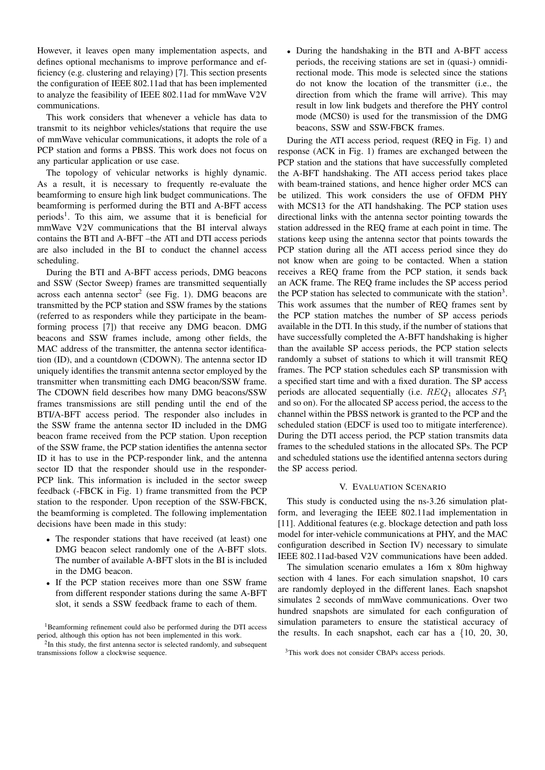However, it leaves open many implementation aspects, and defines optional mechanisms to improve performance and efficiency (e.g. clustering and relaying) [7]. This section presents the configuration of IEEE 802.11ad that has been implemented to analyze the feasibility of IEEE 802.11ad for mmWave V2V communications.

This work considers that whenever a vehicle has data to transmit to its neighbor vehicles/stations that require the use of mmWave vehicular communications, it adopts the role of a PCP station and forms a PBSS. This work does not focus on any particular application or use case.

The topology of vehicular networks is highly dynamic. As a result, it is necessary to frequently re-evaluate the beamforming to ensure high link budget communications. The beamforming is performed during the BTI and A-BFT access periods[1]. To this aim, we assume that it is beneficial for mmWave V2V communications that the BI interval always contains the BTI and A-BFT –the ATI and DTI access periods are also included in the BI to conduct the channel access scheduling.

During the BTI and A-BFT access periods, DMG beacons and SSW (Sector Sweep) frames are transmitted sequentially across each antenna sector[2] (see Fig. 1). DMG beacons are transmitted by the PCP station and SSW frames by the stations (referred to as responders while they participate in the beamforming process [7]) that receive any DMG beacon. DMG beacons and SSW frames include, among other fields, the MAC address of the transmitter, the antenna sector identification (ID), and a countdown (CDOWN). The antenna sector ID uniquely identifies the transmit antenna sector employed by the transmitter when transmitting each DMG beacon/SSW frame. The CDOWN field describes how many DMG beacons/SSW frames transmissions are still pending until the end of the BTI/A-BFT access period. The responder also includes in the SSW frame the antenna sector ID included in the DMG beacon frame received from the PCP station. Upon reception of the SSW frame, the PCP station identifies the antenna sector ID it has to use in the PCP-responder link, and the antenna sector ID that the responder should use in the responder-PCP link. This information is included in the sector sweep feedback (-FBCK in Fig. 1) frame transmitted from the PCP station to the responder. Upon reception of the SSW-FBCK, the beamforming is completed. The following implementation decisions have been made in this study:

- The responder stations that have received (at least) one DMG beacon select randomly one of the A-BFT slots. The number of available A-BFT slots in the BI is included in the DMG beacon.
- If the PCP station receives more than one SSW frame from different responder stations during the same A-BFT slot, it sends a SSW feedback frame to each of them.
- During the handshaking in the BTI and A-BFT access periods, the receiving stations are set in (quasi-) omnidirectional mode. This mode is selected since the stations do not know the location of the transmitter (i.e., the direction from which the frame will arrive). This may result in low link budgets and therefore the PHY control mode (MCS0) is used for the transmission of the DMG beacons, SSW and SSW-FBCK frames.

During the ATI access period, request (REQ in Fig. 1) and response (ACK in Fig. 1) frames are exchanged between the PCP station and the stations that have successfully completed the A-BFT handshaking. The ATI access period takes place with beam-trained stations, and hence higher order MCS can be utilized. This work considers the use of OFDM PHY with MCS13 for the ATI handshaking. The PCP station uses directional links with the antenna sector pointing towards the station addressed in the REQ frame at each point in time. The stations keep using the antenna sector that points towards the PCP station during all the ATI access period since they do not know when are going to be contacted. When a station receives a REQ frame from the PCP station, it sends back an ACK frame. The REQ frame includes the SP access period the PCP station has selected to communicate with the station[3]. This work assumes that the number of REQ frames sent by the PCP station matches the number of SP access periods available in the DTI. In this study, if the number of stations that have successfully completed the A-BFT handshaking is higher than the available SP access periods, the PCP station selects randomly a subset of stations to which it will transmit REQ frames. The PCP station schedules each SP transmission with a specified start time and with a fixed duration. The SP access periods are allocated sequentially (i.e. $REQ_1$ allocates $SP_1$ and so on). For the allocated SP access period, the access to the channel within the PBSS network is granted to the PCP and the scheduled station (EDCF is used too to mitigate interference). During the DTI access period, the PCP station transmits data frames to the scheduled stations in the allocated SPs. The PCP and scheduled stations use the identified antenna sectors during the SP access period.

## V. Evaluation Scenario

This study is conducted using the ns-3.26 simulation platform, and leveraging the IEEE 802.11ad implementation in [11]. Additional features (e.g. blockage detection and path loss model for inter-vehicle communications at PHY, and the MAC configuration described in Section IV) necessary to simulate IEEE 802.11ad-based V2V communications have been added.

The simulation scenario emulates a 16m x 80m highway section with 4 lanes. For each simulation snapshot, 10 cars are randomly deployed in the different lanes. Each snapshot simulates 2 seconds of mmWave communications. Over two hundred snapshots are simulated for each configuration of simulation parameters to ensure the statistical accuracy of the results. In each snapshot, each car has a {10, 20, 30,

[1] Beamforming refinement could also be performed during the DTI access period, although this option has not been implemented in this work.

[2] In this study, the first antenna sector is selected randomly, and subsequent transmissions follow a clockwise sequence.

[3] This work does not consider CBAPs access periods.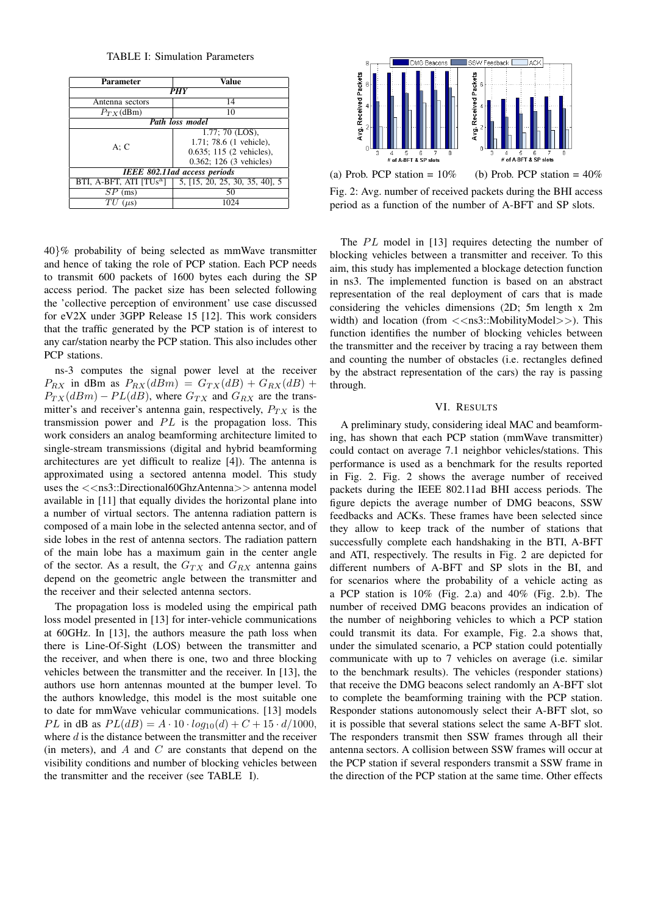TABLE I: Simulation Parameters

| Parameter | Value |
|---|---|
| ***PHY*** | |
| Antenna sectors | 14 |
| $P_{TX}$(dBm) | 10 |
| ***Path loss model*** | |
| A; C | 1.77; 70 (LOS), 1.71; 78.6 (1 vehicle), 0.635; 115 (2 vehicles), 0.362; 126 (3 vehicles) |
| ***IEEE 802.11ad access periods*** | |
| BTI, A-BFT, ATI [TUs[a]] | 5, [15, 20, 25, 30, 35, 40], 5 |
| $SP$ (ms) | 50 |
| $TU$ ($\mu$s) | 1024 |

40}% probability of being selected as mmWave transmitter and hence of taking the role of PCP station. Each PCP needs to transmit 600 packets of 1600 bytes each during the SP access period. The packet size has been selected following the 'collective perception of environment' use case discussed for eV2X under 3GPP Release 15 [12]. This work considers that the traffic generated by the PCP station is of interest to any car/station nearby the PCP station. This also includes other PCP stations.

ns-3 computes the signal power level at the receiver $P_{RX}$ in dBm as $P_{RX}(dBm) = G_{TX}(dB) + G_{RX}(dB) + P_{TX}(dBm) - PL(dB)$, where $G_{TX}$ and $G_{RX}$ are the transmitter's and receiver's antenna gain, respectively, $P_{TX}$ is the transmission power and $PL$ is the propagation loss. This work considers an analog beamforming architecture limited to single-stream transmissions (digital and hybrid beamforming architectures are yet difficult to realize [4]). The antenna is approximated using a sectored antenna model. This study uses the <<ns3::Directional60GhzAntenna>> antenna model available in [11] that equally divides the horizontal plane into a number of virtual sectors. The antenna radiation pattern is composed of a main lobe in the selected antenna sector, and of side lobes in the rest of antenna sectors. The radiation pattern of the main lobe has a maximum gain in the center angle of the sector. As a result, the $G_{TX}$ and $G_{RX}$ antenna gains depend on the geometric angle between the transmitter and the receiver and their selected antenna sectors.

The propagation loss is modeled using the empirical path loss model presented in [13] for inter-vehicle communications at 60GHz. In [13], the authors measure the path loss when there is Line-Of-Sight (LOS) between the transmitter and the receiver, and when there is one, two and three blocking vehicles between the transmitter and the receiver. In [13], the authors use horn antennas mounted at the bumper level. To the authors knowledge, this model is the most suitable one to date for mmWave vehicular communications. [13] models $PL$ in dB as $PL(dB) = A \cdot 10 \cdot log_{10}(d) + C + 15 \cdot d/1000$, where $d$ is the distance between the transmitter and the receiver (in meters), and $A$ and $C$ are constants that depend on the visibility conditions and number of blocking vehicles between the transmitter and the receiver (see TABLE I).

(a) Prob. PCP station = 10% (b) Prob. PCP station = 40%

Fig. 2: Avg. number of received packets during the BHI access period as a function of the number of A-BFT and SP slots.

The $PL$ model in [13] requires detecting the number of blocking vehicles between a transmitter and receiver. To this aim, this study has implemented a blockage detection function in ns3. The implemented function is based on an abstract representation of the real deployment of cars that is made considering the vehicles dimensions (2D; 5m length x 2m width) and location (from <<ns3::MobilityModel>>). This function identifies the number of blocking vehicles between the transmitter and the receiver by tracing a ray between them and counting the number of obstacles (i.e. rectangles defined by the abstract representation of the cars) the ray is passing through.

## VI. Results

A preliminary study, considering ideal MAC and beamforming, has shown that each PCP station (mmWave transmitter) could contact on average 7.1 neighbor vehicles/stations. This performance is used as a benchmark for the results reported in Fig. 2. Fig. 2 shows the average number of received packets during the IEEE 802.11ad BHI access periods. The figure depicts the average number of DMG beacons, SSW feedbacks and ACKs. These frames have been selected since they allow to keep track of the number of stations that successfully complete each handshaking in the BTI, A-BFT and ATI, respectively. The results in Fig. 2 are depicted for different numbers of A-BFT and SP slots in the BI, and for scenarios where the probability of a vehicle acting as a PCP station is 10% (Fig. 2.a) and 40% (Fig. 2.b). The number of received DMG beacons provides an indication of the number of neighboring vehicles to which a PCP station could transmit its data. For example, Fig. 2.a shows that, under the simulated scenario, a PCP station could potentially communicate with up to 7 vehicles on average (i.e. similar to the benchmark results). The vehicles (responder stations) that receive the DMG beacons select randomly an A-BFT slot to complete the beamforming training with the PCP station. Responder stations autonomously select their A-BFT slot, so it is possible that several stations select the same A-BFT slot. The responders transmit then SSW frames through all their antenna sectors. A collision between SSW frames will occur at the PCP station if several responders transmit a SSW frame in the direction of the PCP station at the same time. Other effects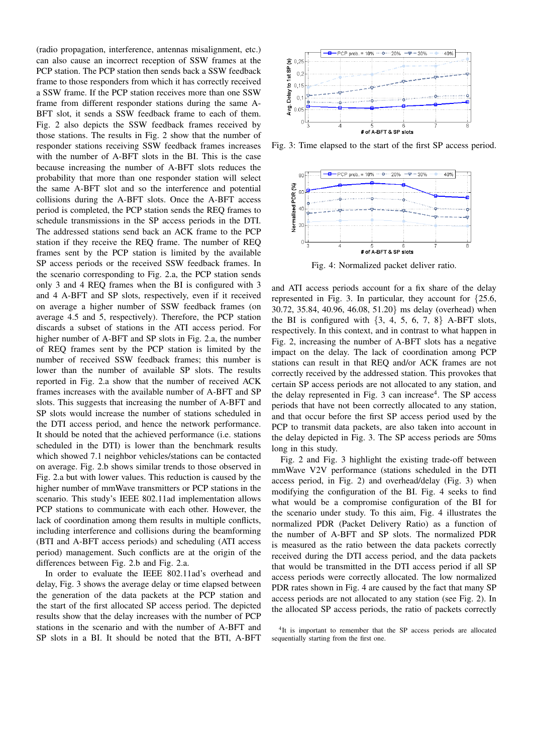(radio propagation, interference, antennas misalignment, etc.) can also cause an incorrect reception of SSW frames at the PCP station. The PCP station then sends back a SSW feedback frame to those responders from which it has correctly received a SSW frame. If the PCP station receives more than one SSW frame from different responder stations during the same A-BFT slot, it sends a SSW feedback frame to each of them. Fig. 2 also depicts the SSW feedback frames received by those stations. The results in Fig. 2 show that the number of responder stations receiving SSW feedback frames increases with the number of A-BFT slots in the BI. This is the case because increasing the number of A-BFT slots reduces the probability that more than one responder station will select the same A-BFT slot and so the interference and potential collisions during the A-BFT slots. Once the A-BFT access period is completed, the PCP station sends the REQ frames to schedule transmissions in the SP access periods in the DTI. The addressed stations send back an ACK frame to the PCP station if they receive the REQ frame. The number of REQ frames sent by the PCP station is limited by the available SP access periods or the received SSW feedback frames. In the scenario corresponding to Fig. 2.a, the PCP station sends only 3 and 4 REQ frames when the BI is configured with 3 and 4 A-BFT and SP slots, respectively, even if it received on average a higher number of SSW feedback frames (on average 4.5 and 5, respectively). Therefore, the PCP station discards a subset of stations in the ATI access period. For higher number of A-BFT and SP slots in Fig. 2.a, the number of REQ frames sent by the PCP station is limited by the number of received SSW feedback frames; this number is lower than the number of available SP slots. The results reported in Fig. 2.a show that the number of received ACK frames increases with the available number of A-BFT and SP slots. This suggests that increasing the number of A-BFT and SP slots would increase the number of stations scheduled in the DTI access period, and hence the network performance. It should be noted that the achieved performance (i.e. stations scheduled in the DTI) is lower than the benchmark results which showed 7.1 neighbor vehicles/stations can be contacted on average. Fig. 2.b shows similar trends to those observed in Fig. 2.a but with lower values. This reduction is caused by the higher number of mmWave transmitters or PCP stations in the scenario. This study's IEEE 802.11ad implementation allows PCP stations to communicate with each other. However, the lack of coordination among them results in multiple conflicts, including interference and collisions during the beamforming (BTI and A-BFT access periods) and scheduling (ATI access period) management. Such conflicts are at the origin of the differences between Fig. 2.b and Fig. 2.a.

In order to evaluate the IEEE 802.11ad's overhead and delay, Fig. 3 shows the average delay or time elapsed between the generation of the data packets at the PCP station and the start of the first allocated SP access period. The depicted results show that the delay increases with the number of PCP stations in the scenario and with the number of A-BFT and SP slots in a BI. It should be noted that the BTI, A-BFT and ATI access periods account for a fix share of the delay represented in Fig. 3. In particular, they account for {25.6, 30.72, 35.84, 40.96, 46.08, 51.20} ms delay (overhead) when the BI is configured with {3, 4, 5, 6, 7, 8} A-BFT slots, respectively. In this context, and in contrast to what happen in Fig. 2, increasing the number of A-BFT slots has a negative impact on the delay. The lack of coordination among PCP stations can result in that REQ and/or ACK frames are not correctly received by the addressed station. This provokes that certain SP access periods are not allocated to any station, and the delay represented in Fig. 3 can increase[4]. The SP access periods that have not been correctly allocated to any station, and that occur before the first SP access period used by the PCP to transmit data packets, are also taken into account in the delay depicted in Fig. 3. The SP access periods are 50ms long in this study.

Fig. 3: Time elapsed to the start of the first SP access period.

Fig. 4: Normalized packet deliver ratio.

Fig. 2 and Fig. 3 highlight the existing trade-off between mmWave V2V performance (stations scheduled in the DTI access period, in Fig. 2) and overhead/delay (Fig. 3) when modifying the configuration of the BI. Fig. 4 seeks to find what would be a compromise configuration of the BI for the scenario under study. To this aim, Fig. 4 illustrates the normalized PDR (Packet Delivery Ratio) as a function of the number of A-BFT and SP slots. The normalized PDR is measured as the ratio between the data packets correctly received during the DTI access period, and the data packets that would be transmitted in the DTI access period if all SP access periods were correctly allocated. The low normalized PDR rates shown in Fig. 4 are caused by the fact that many SP access periods are not allocated to any station (see Fig. 2). In the allocated SP access periods, the ratio of packets correctly

[4] It is important to remember that the SP access periods are allocated sequentially starting from the first one.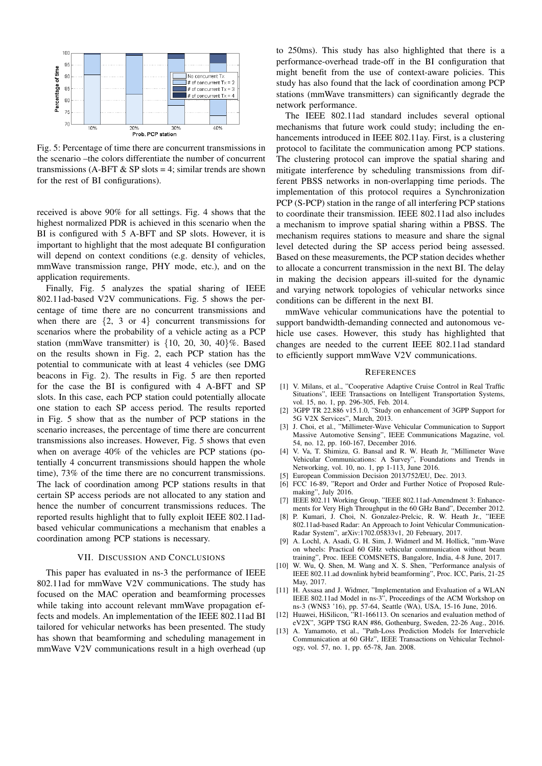100
95
90
85
80
75
70
Percentage of time
10%
20%
30%
40%
Prob. PCP station
No concurrent Tx
# of concurrent Tx = 2
# of concurrent Tx = 3
# of concurrent Tx = 4

Fig. 5: Percentage of time there are concurrent transmissions in the scenario –the colors differentiate the number of concurrent transmissions (A-BFT & SP slots = 4; similar trends are shown for the rest of BI configurations).

received is above 90% for all settings. Fig. 4 shows that the highest normalized PDR is achieved in this scenario when the BI is configured with 5 A-BFT and SP slots. However, it is important to highlight that the most adequate BI configuration will depend on context conditions (e.g. density of vehicles, mmWave transmission range, PHY mode, etc.), and on the application requirements.

Finally, Fig. 5 analyzes the spatial sharing of IEEE 802.11ad-based V2V communications. Fig. 5 shows the percentage of time there are no concurrent transmissions and when there are {2, 3 or 4} concurrent transmissions for scenarios where the probability of a vehicle acting as a PCP station (mmWave transmitter) is {10, 20, 30, 40}%. Based on the results shown in Fig. 2, each PCP station has the potential to communicate with at least 4 vehicles (see DMG beacons in Fig. 2). The results in Fig. 5 are then reported for the case the BI is configured with 4 A-BFT and SP slots. In this case, each PCP station could potentially allocate one station to each SP access period. The results reported in Fig. 5 show that as the number of PCP stations in the scenario increases, the percentage of time there are concurrent transmissions also increases. However, Fig. 5 shows that even when on average 40% of the vehicles are PCP stations (potentially 4 concurrent transmissions should happen the whole time), 73% of the time there are no concurrent transmissions. The lack of coordination among PCP stations results in that certain SP access periods are not allocated to any station and hence the number of concurrent transmissions reduces. The reported results highlight that to fully exploit IEEE 802.11ad-based vehicular communications a mechanism that enables a coordination among PCP stations is necessary.

## VII. Discussion and Conclusions

This paper has evaluated in ns-3 the performance of IEEE 802.11ad for mmWave V2V communications. The study has focused on the MAC operation and beamforming processes while taking into account relevant mmWave propagation effects and models. An implementation of the IEEE 802.11ad BI tailored for vehicular networks has been presented. The study has shown that beamforming and scheduling management in mmWave V2V communications result in a high overhead (up to 250ms). This study has also highlighted that there is a performance-overhead trade-off in the BI configuration that might benefit from the use of context-aware policies. This study has also found that the lack of coordination among PCP stations (mmWave transmitters) can significantly degrade the network performance.

The IEEE 802.11ad standard includes several optional mechanisms that future work could study; including the enhancements introduced in IEEE 802.11ay. First, is a clustering protocol to facilitate the communication among PCP stations. The clustering protocol can improve the spatial sharing and mitigate interference by scheduling transmissions from different PBSS networks in non-overlapping time periods. The implementation of this protocol requires a Synchronization PCP (S-PCP) station in the range of all interfering PCP stations to coordinate their transmission. IEEE 802.11ad also includes a mechanism to improve spatial sharing within a PBSS. The mechanism requires stations to measure and share the signal level detected during the SP access period being assessed. Based on these measurements, the PCP station decides whether to allocate a concurrent transmission in the next BI. The delay in making the decision appears ill-suited for the dynamic and varying network topologies of vehicular networks since conditions can be different in the next BI.

mmWave vehicular communications have the potential to support bandwidth-demanding connected and autonomous vehicle use cases. However, this study has highlighted that changes are needed to the current IEEE 802.11ad standard to efficiently support mmWave V2V communications.

## References

[1] V. Milans, et al., "Cooperative Adaptive Cruise Control in Real Traffic Situations", IEEE Transactions on Intelligent Transportation Systems, vol. 15, no. 1, pp. 296-305, Feb. 2014.

[2] 3GPP TR 22.886 v15.1.0, "Study on enhancement of 3GPP Support for 5G V2X Services", March, 2013.

[3] J. Choi, et al., "Millimeter-Wave Vehicular Communication to Support Massive Automotive Sensing", IEEE Communications Magazine, vol. 54, no. 12, pp. 160-167, December 2016.

[4] V. Va, T. Shimizu, G. Bansal and R. W. Heath Jr, "Millimeter Wave Vehicular Communications: A Survey", Foundations and Trends in Networking, vol. 10, no. 1, pp 1-113, June 2016.

[5] European Commission Decision 2013/752/EU, Dec. 2013.

[6] FCC 16-89, "Report and Order and Further Notice of Proposed Rulemaking", July 2016.

[7] IEEE 802.11 Working Group, "IEEE 802.11ad-Amendment 3: Enhancements for Very High Throughput in the 60 GHz Band", December 2012.

[8] P. Kumari, J. Choi, N. Gonzalez-Prelcic, R. W. Heath Jr., "IEEE 802.11ad-based Radar: An Approach to Joint Vehicular Communication-Radar System", arXiv:1702.05833v1, 20 February, 2017.

[9] A. Lochl, A. Asadi, G. H. Sim, J. Widmerl and M. Hollick, "mm-Wave on wheels: Practical 60 GHz vehicular communication without beam training", Proc. IEEE COMSNETS, Bangalore, India, 4-8 June, 2017.

[10] W. Wu, Q. Shen, M. Wang and X. S. Shen, "Performance analysis of IEEE 802.11.ad downlink hybrid beamforming", Proc. ICC, Paris, 21-25 May, 2017.

[11] H. Assasa and J. Widmer, "Implementation and Evaluation of a WLAN IEEE 802.11ad Model in ns-3", Proceedings of the ACM Workshop on ns-3 (WNS3 '16), pp. 57-64, Seattle (WA), USA, 15-16 June, 2016.

[12] Huawei, HiSilicon, "R1-166113. On scenarios and evaluation method of eV2X", 3GPP TSG RAN #86, Gothenburg, Sweden, 22-26 Aug., 2016.

[13] A. Yamamoto, et al., "Path-Loss Prediction Models for Intervehicle Communication at 60 GHz", IEEE Transactions on Vehicular Technology, vol. 57, no. 1, pp. 65-78, Jan. 2008.